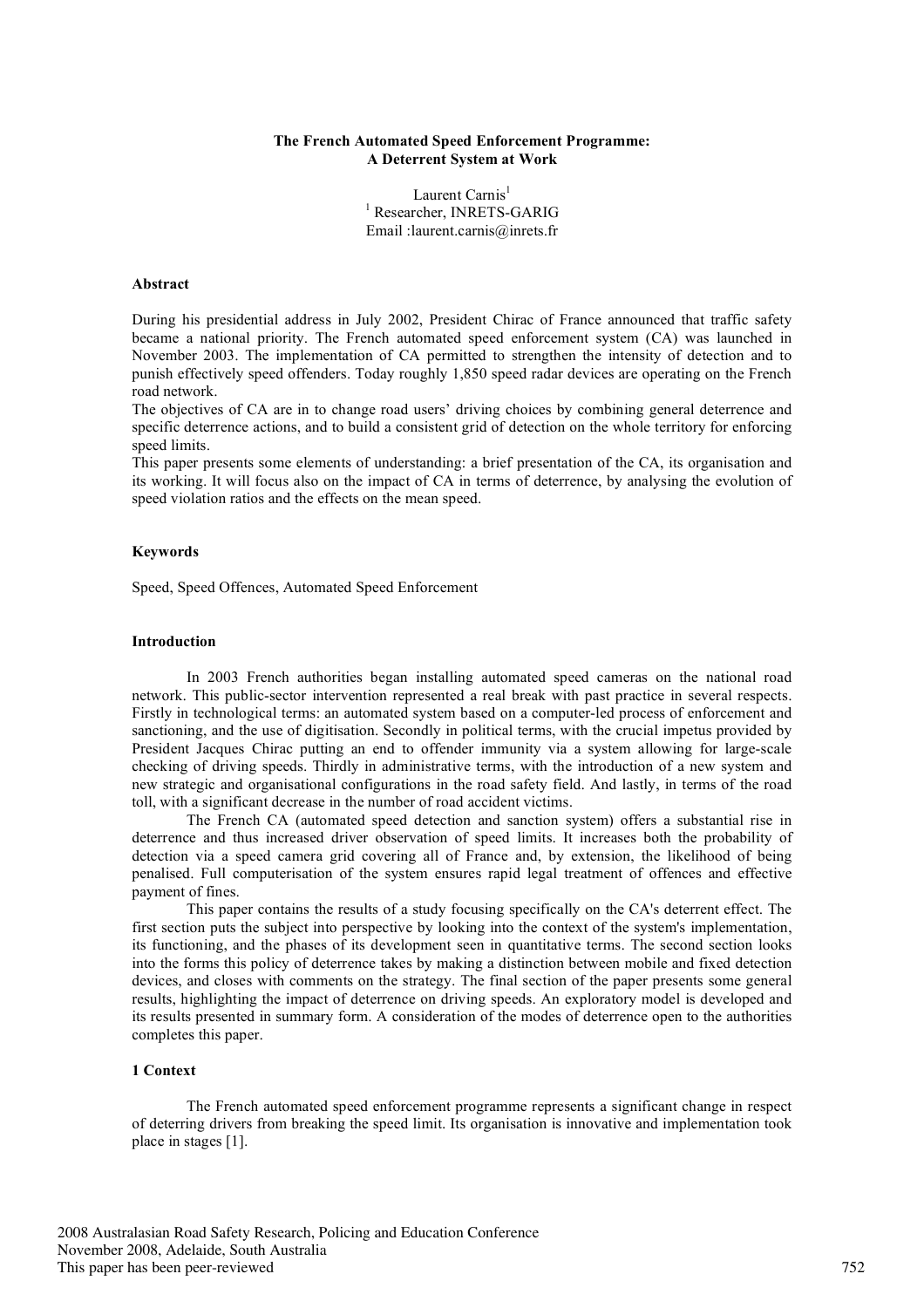# The French Automated Speed Enforcement Programme: A Deterrent System at Work

Laurent Carnis[1]
[1] Researcher, INRETS-GARIG
Email :laurent.carnis@inrets.fr

## Abstract

During his presidential address in July 2002, President Chirac of France announced that traffic safety became a national priority. The French automated speed enforcement system (CA) was launched in November 2003. The implementation of CA permitted to strengthen the intensity of detection and to punish effectively speed offenders. Today roughly 1,850 speed radar devices are operating on the French road network.

The objectives of CA are in to change road users' driving choices by combining general deterrence and specific deterrence actions, and to build a consistent grid of detection on the whole territory for enforcing speed limits.

This paper presents some elements of understanding: a brief presentation of the CA, its organisation and its working. It will focus also on the impact of CA in terms of deterrence, by analysing the evolution of speed violation ratios and the effects on the mean speed.

## Keywords

Speed, Speed Offences, Automated Speed Enforcement

## Introduction

In 2003 French authorities began installing automated speed cameras on the national road network. This public-sector intervention represented a real break with past practice in several respects. Firstly in technological terms: an automated system based on a computer-led process of enforcement and sanctioning, and the use of digitisation. Secondly in political terms, with the crucial impetus provided by President Jacques Chirac putting an end to offender immunity via a system allowing for large-scale checking of driving speeds. Thirdly in administrative terms, with the introduction of a new system and new strategic and organisational configurations in the road safety field. And lastly, in terms of the road toll, with a significant decrease in the number of road accident victims.

The French CA (automated speed detection and sanction system) offers a substantial rise in deterrence and thus increased driver observation of speed limits. It increases both the probability of detection via a speed camera grid covering all of France and, by extension, the likelihood of being penalised. Full computerisation of the system ensures rapid legal treatment of offences and effective payment of fines.

This paper contains the results of a study focusing specifically on the CA's deterrent effect. The first section puts the subject into perspective by looking into the context of the system's implementation, its functioning, and the phases of its development seen in quantitative terms. The second section looks into the forms this policy of deterrence takes by making a distinction between mobile and fixed detection devices, and closes with comments on the strategy. The final section of the paper presents some general results, highlighting the impact of deterrence on driving speeds. An exploratory model is developed and its results presented in summary form. A consideration of the modes of deterrence open to the authorities completes this paper.

## 1 Context

The French automated speed enforcement programme represents a significant change in respect of deterring drivers from breaking the speed limit. Its organisation is innovative and implementation took place in stages [1].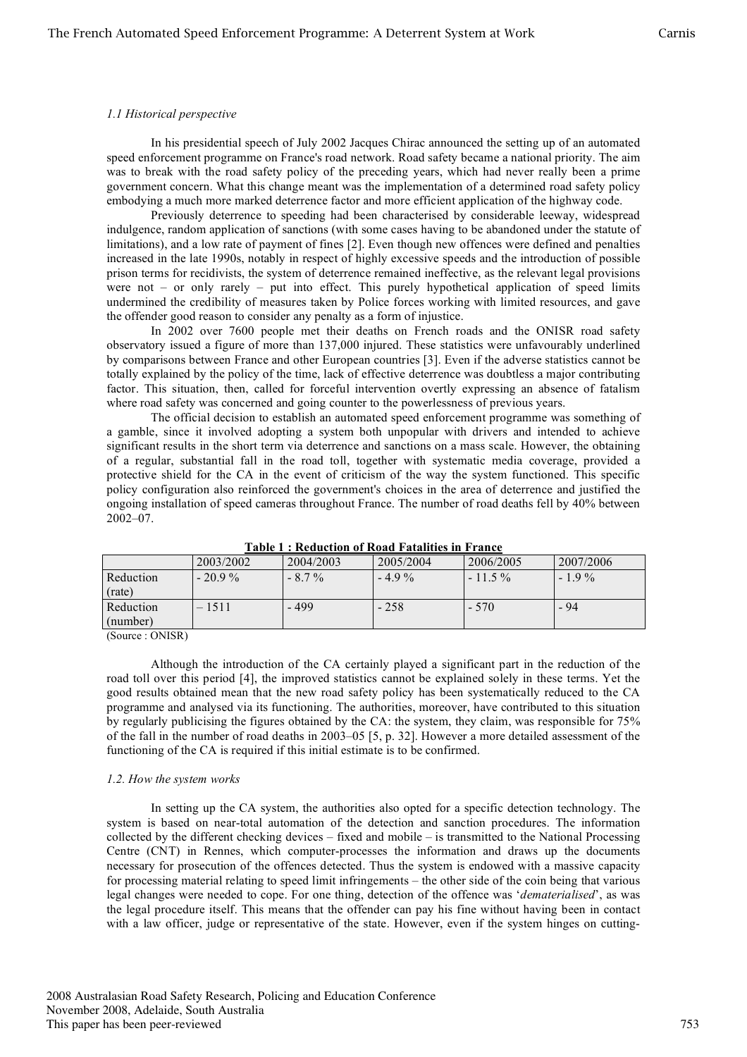*1.1 Historical perspective*

In his presidential speech of July 2002 Jacques Chirac announced the setting up of an automated speed enforcement programme on France's road network. Road safety became a national priority. The aim was to break with the road safety policy of the preceding years, which had never really been a prime government concern. What this change meant was the implementation of a determined road safety policy embodying a much more marked deterrence factor and more efficient application of the highway code.

Previously deterrence to speeding had been characterised by considerable leeway, widespread indulgence, random application of sanctions (with some cases having to be abandoned under the statute of limitations), and a low rate of payment of fines [2]. Even though new offences were defined and penalties increased in the late 1990s, notably in respect of highly excessive speeds and the introduction of possible prison terms for recidivists, the system of deterrence remained ineffective, as the relevant legal provisions were not – or only rarely – put into effect. This purely hypothetical application of speed limits undermined the credibility of measures taken by Police forces working with limited resources, and gave the offender good reason to consider any penalty as a form of injustice.

In 2002 over 7600 people met their deaths on French roads and the ONISR road safety observatory issued a figure of more than 137,000 injured. These statistics were unfavourably underlined by comparisons between France and other European countries [3]. Even if the adverse statistics cannot be totally explained by the policy of the time, lack of effective deterrence was doubtless a major contributing factor. This situation, then, called for forceful intervention overtly expressing an absence of fatalism where road safety was concerned and going counter to the powerlessness of previous years.

The official decision to establish an automated speed enforcement programme was something of a gamble, since it involved adopting a system both unpopular with drivers and intended to achieve significant results in the short term via deterrence and sanctions on a mass scale. However, the obtaining of a regular, substantial fall in the road toll, together with systematic media coverage, provided a protective shield for the CA in the event of criticism of the way the system functioned. This specific policy configuration also reinforced the government's choices in the area of deterrence and justified the ongoing installation of speed cameras throughout France. The number of road deaths fell by 40% between 2002–07.

**Table 1 : Reduction of Road Fatalities in France**

| | 2003/2002 | 2004/2003 | 2005/2004 | 2006/2005 | 2007/2006 |
|---|---|---|---|---|---|
| Reduction (rate) | - 20.9 % | - 8.7 % | - 4.9 % | - 11.5 % | - 1.9 % |
| Reduction (number) | – 1511 | - 499 | - 258 | - 570 | - 94 |

(Source : ONISR)

Although the introduction of the CA certainly played a significant part in the reduction of the road toll over this period [4], the improved statistics cannot be explained solely in these terms. Yet the good results obtained mean that the new road safety policy has been systematically reduced to the CA programme and analysed via its functioning. The authorities, moreover, have contributed to this situation by regularly publicising the figures obtained by the CA: the system, they claim, was responsible for 75% of the fall in the number of road deaths in 2003–05 [5, p. 32]. However a more detailed assessment of the functioning of the CA is required if this initial estimate is to be confirmed.

*1.2. How the system works*

In setting up the CA system, the authorities also opted for a specific detection technology. The system is based on near-total automation of the detection and sanction procedures. The information collected by the different checking devices – fixed and mobile – is transmitted to the National Processing Centre (CNT) in Rennes, which computer-processes the information and draws up the documents necessary for prosecution of the offences detected. Thus the system is endowed with a massive capacity for processing material relating to speed limit infringements – the other side of the coin being that various legal changes were needed to cope. For one thing, detection of the offence was '*dematerialised*', as was the legal procedure itself. This means that the offender can pay his fine without having been in contact with a law officer, judge or representative of the state. However, even if the system hinges on cutting-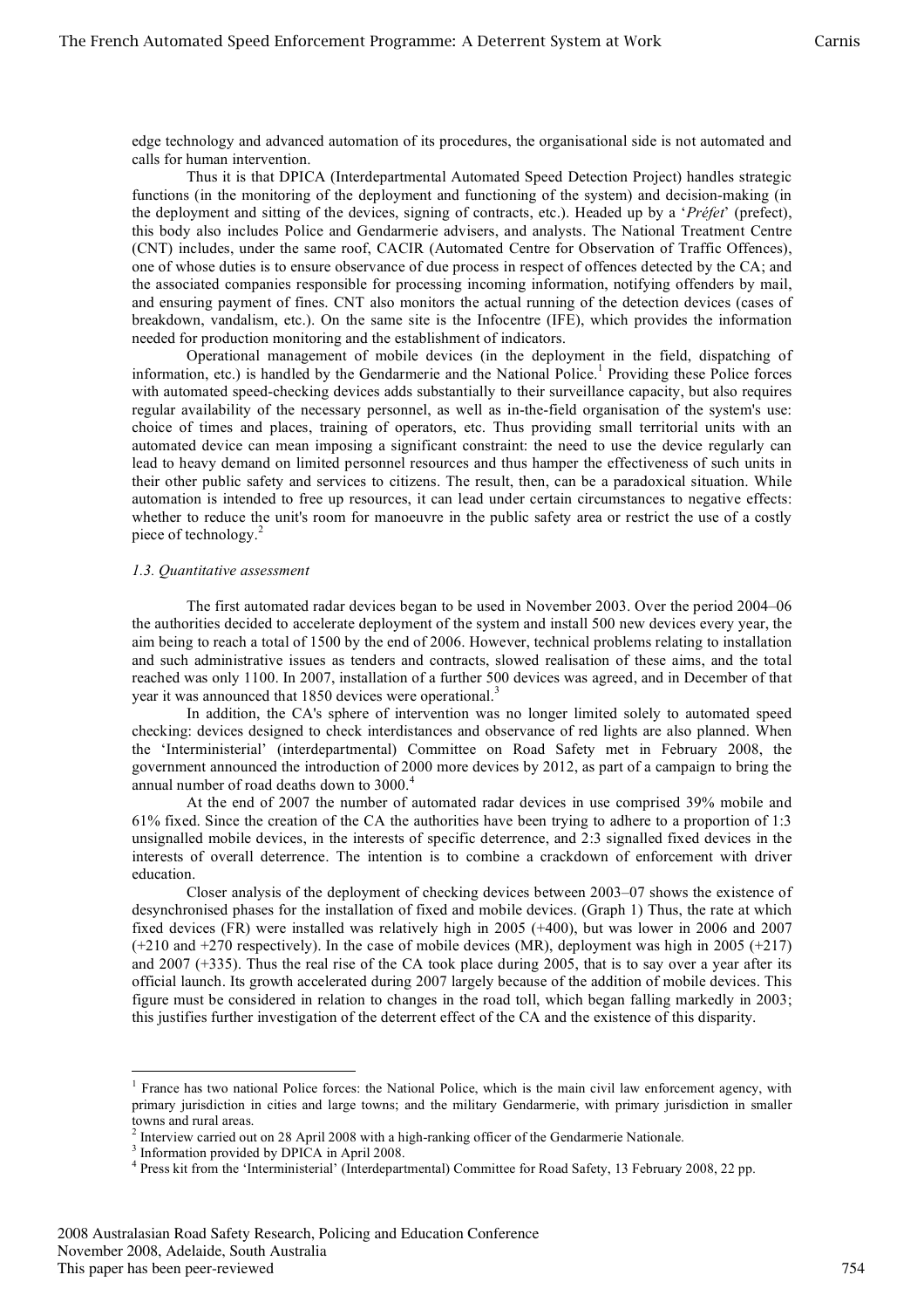edge technology and advanced automation of its procedures, the organisational side is not automated and calls for human intervention.

Thus it is that DPICA (Interdepartmental Automated Speed Detection Project) handles strategic functions (in the monitoring of the deployment and functioning of the system) and decision-making (in the deployment and sitting of the devices, signing of contracts, etc.). Headed up by a '*Préfet*' (prefect), this body also includes Police and Gendarmerie advisers, and analysts. The National Treatment Centre (CNT) includes, under the same roof, CACIR (Automated Centre for Observation of Traffic Offences), one of whose duties is to ensure observance of due process in respect of offences detected by the CA; and the associated companies responsible for processing incoming information, notifying offenders by mail, and ensuring payment of fines. CNT also monitors the actual running of the detection devices (cases of breakdown, vandalism, etc.). On the same site is the Infocentre (IFE), which provides the information needed for production monitoring and the establishment of indicators.

Operational management of mobile devices (in the deployment in the field, dispatching of information, etc.) is handled by the Gendarmerie and the National Police.[1] Providing these Police forces with automated speed-checking devices adds substantially to their surveillance capacity, but also requires regular availability of the necessary personnel, as well as in-the-field organisation of the system's use: choice of times and places, training of operators, etc. Thus providing small territorial units with an automated device can mean imposing a significant constraint: the need to use the device regularly can lead to heavy demand on limited personnel resources and thus hamper the effectiveness of such units in their other public safety and services to citizens. The result, then, can be a paradoxical situation. While automation is intended to free up resources, it can lead under certain circumstances to negative effects: whether to reduce the unit's room for manoeuvre in the public safety area or restrict the use of a costly piece of technology.[2]

### *1.3. Quantitative assessment*

The first automated radar devices began to be used in November 2003. Over the period 2004–06 the authorities decided to accelerate deployment of the system and install 500 new devices every year, the aim being to reach a total of 1500 by the end of 2006. However, technical problems relating to installation and such administrative issues as tenders and contracts, slowed realisation of these aims, and the total reached was only 1100. In 2007, installation of a further 500 devices was agreed, and in December of that year it was announced that 1850 devices were operational.[3]

In addition, the CA's sphere of intervention was no longer limited solely to automated speed checking: devices designed to check interdistances and observance of red lights are also planned. When the 'Interministerial' (interdepartmental) Committee on Road Safety met in February 2008, the government announced the introduction of 2000 more devices by 2012, as part of a campaign to bring the annual number of road deaths down to 3000.[4]

At the end of 2007 the number of automated radar devices in use comprised 39% mobile and 61% fixed. Since the creation of the CA the authorities have been trying to adhere to a proportion of 1:3 unsignalled mobile devices, in the interests of specific deterrence, and 2:3 signalled fixed devices in the interests of overall deterrence. The intention is to combine a crackdown of enforcement with driver education.

Closer analysis of the deployment of checking devices between 2003–07 shows the existence of desynchronised phases for the installation of fixed and mobile devices. (Graph 1) Thus, the rate at which fixed devices (FR) were installed was relatively high in 2005 (+400), but was lower in 2006 and 2007 (+210 and +270 respectively). In the case of mobile devices (MR), deployment was high in 2005 (+217) and 2007 (+335). Thus the real rise of the CA took place during 2005, that is to say over a year after its official launch. Its growth accelerated during 2007 largely because of the addition of mobile devices. This figure must be considered in relation to changes in the road toll, which began falling markedly in 2003; this justifies further investigation of the deterrent effect of the CA and the existence of this disparity.

---

[1] France has two national Police forces: the National Police, which is the main civil law enforcement agency, with primary jurisdiction in cities and large towns; and the military Gendarmerie, with primary jurisdiction in smaller towns and rural areas.

[2] Interview carried out on 28 April 2008 with a high-ranking officer of the Gendarmerie Nationale.

[3] Information provided by DPICA in April 2008.

[4] Press kit from the 'Interministerial' (Interdepartmental) Committee for Road Safety, 13 February 2008, 22 pp.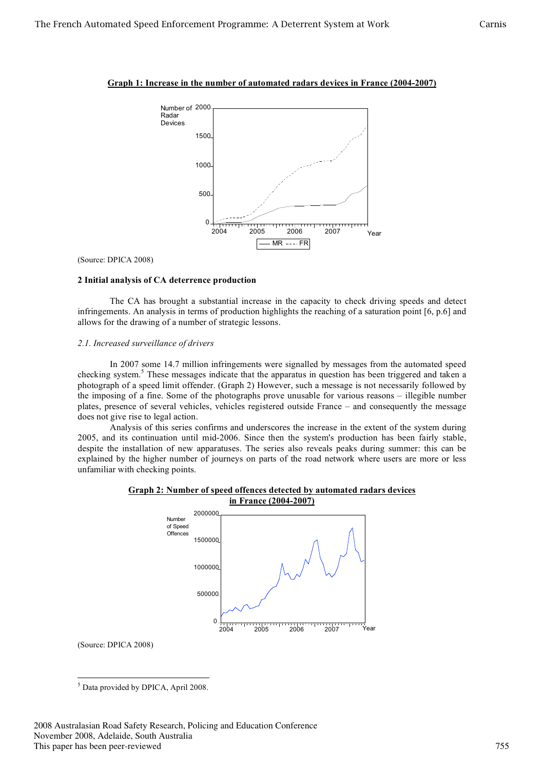**Graph 1: Increase in the number of automated radars devices in France (2004-2007)**

(Source: DPICA 2008)

### 2 Initial analysis of CA deterrence production

The CA has brought a substantial increase in the capacity to check driving speeds and detect infringements. An analysis in terms of production highlights the reaching of a saturation point [6, p.6] and allows for the drawing of a number of strategic lessons.

#### *2.1. Increased surveillance of drivers*

In 2007 some 14.7 million infringements were signalled by messages from the automated speed checking system.[5] These messages indicate that the apparatus in question has been triggered and taken a photograph of a speed limit offender. (Graph 2) However, such a message is not necessarily followed by the imposing of a fine. Some of the photographs prove unusable for various reasons – illegible number plates, presence of several vehicles, vehicles registered outside France – and consequently the message does not give rise to legal action.

Analysis of this series confirms and underscores the increase in the extent of the system during 2005, and its continuation until mid-2006. Since then the system's production has been fairly stable, despite the installation of new apparatuses. The series also reveals peaks during summer: this can be explained by the higher number of journeys on parts of the road network where users are more or less unfamiliar with checking points.

**Graph 2: Number of speed offences detected by automated radars devices in France (2004-2007)**

(Source: DPICA 2008)

[5] Data provided by DPICA, April 2008.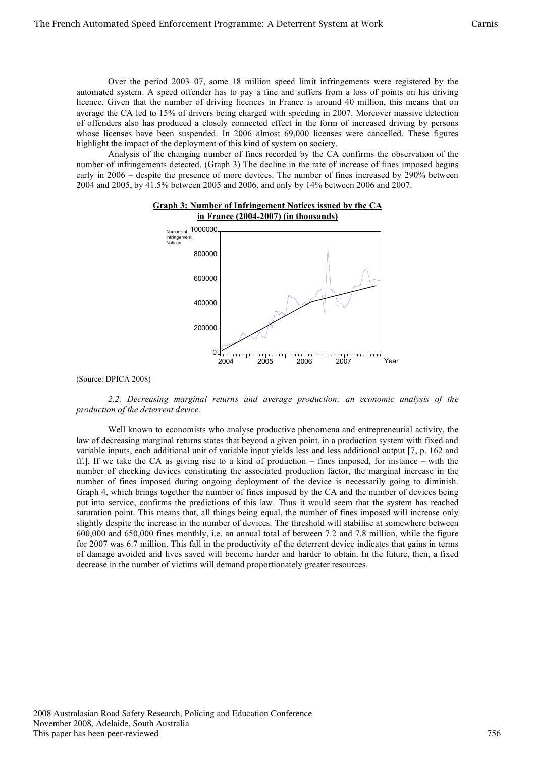Over the period 2003–07, some 18 million speed limit infringements were registered by the automated system. A speed offender has to pay a fine and suffers from a loss of points on his driving licence. Given that the number of driving licences in France is around 40 million, this means that on average the CA led to 15% of drivers being charged with speeding in 2007. Moreover massive detection of offenders also has produced a closely connected effect in the form of increased driving by persons whose licenses have been suspended. In 2006 almost 69,000 licenses were cancelled. These figures highlight the impact of the deployment of this kind of system on society.

Analysis of the changing number of fines recorded by the CA confirms the observation of the number of infringements detected. (Graph 3) The decline in the rate of increase of fines imposed begins early in 2006 – despite the presence of more devices. The number of fines increased by 290% between 2004 and 2005, by 41.5% between 2005 and 2006, and only by 14% between 2006 and 2007.

**Graph 3: Number of Infringement Notices issued by the CA in France (2004-2007) (in thousands)**

(Source: DPICA 2008)

*2.2. Decreasing marginal returns and average production: an economic analysis of the production of the deterrent device.*

Well known to economists who analyse productive phenomena and entrepreneurial activity, the law of decreasing marginal returns states that beyond a given point, in a production system with fixed and variable inputs, each additional unit of variable input yields less and less additional output [7, p. 162 and ff.]. If we take the CA as giving rise to a kind of production – fines imposed, for instance – with the number of checking devices constituting the associated production factor, the marginal increase in the number of fines imposed during ongoing deployment of the device is necessarily going to diminish. Graph 4, which brings together the number of fines imposed by the CA and the number of devices being put into service, confirms the predictions of this law. Thus it would seem that the system has reached saturation point. This means that, all things being equal, the number of fines imposed will increase only slightly despite the increase in the number of devices. The threshold will stabilise at somewhere between 600,000 and 650,000 fines monthly, i.e. an annual total of between 7.2 and 7.8 million, while the figure for 2007 was 6.7 million. This fall in the productivity of the deterrent device indicates that gains in terms of damage avoided and lives saved will become harder and harder to obtain. In the future, then, a fixed decrease in the number of victims will demand proportionately greater resources.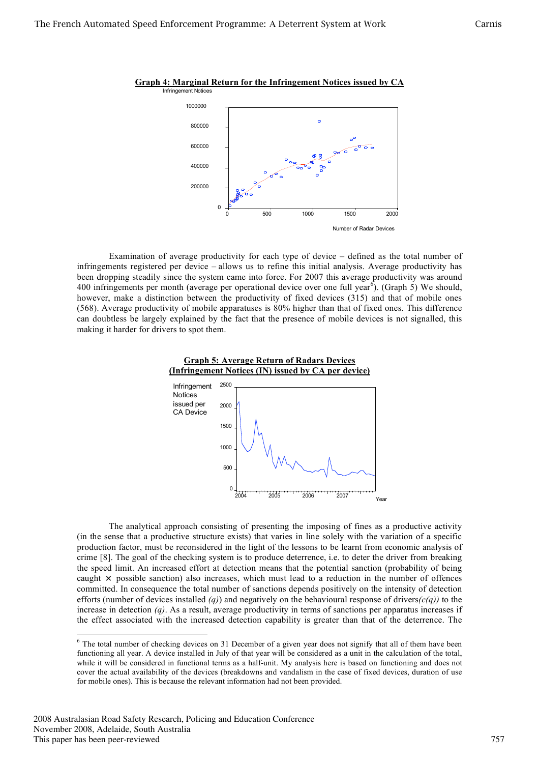**Graph 4: Marginal Return for the Infringement Notices issued by CA**

Examination of average productivity for each type of device – defined as the total number of infringements registered per device – allows us to refine this initial analysis. Average productivity has been dropping steadily since the system came into force. For 2007 this average productivity was around 400 infringements per month (average per operational device over one full year[6]). (Graph 5) We should, however, make a distinction between the productivity of fixed devices (315) and that of mobile ones (568). Average productivity of mobile apparatuses is 80% higher than that of fixed ones. This difference can doubtless be largely explained by the fact that the presence of mobile devices is not signalled, this making it harder for drivers to spot them.

**Graph 5: Average Return of Radars Devices (Infringement Notices (IN) issued by CA per device)**

The analytical approach consisting of presenting the imposing of fines as a productive activity (in the sense that a productive structure exists) that varies in line solely with the variation of a specific production factor, must be reconsidered in the light of the lessons to be learnt from economic analysis of crime [8]. The goal of the checking system is to produce deterrence, i.e. to deter the driver from breaking the speed limit. An increased effort at detection means that the potential sanction (probability of being caught × possible sanction) also increases, which must lead to a reduction in the number of offences committed. In consequence the total number of sanctions depends positively on the intensity of detection efforts (number of devices installed *(q)*) and negatively on the behavioural response of drivers *(c(q))* to the increase in detection *(q)*. As a result, average productivity in terms of sanctions per apparatus increases if the effect associated with the increased detection capability is greater than that of the deterrence. The

[6] The total number of checking devices on 31 December of a given year does not signify that all of them have been functioning all year. A device installed in July of that year will be considered as a unit in the calculation of the total, while it will be considered in functional terms as a half-unit. My analysis here is based on functioning and does not cover the actual availability of the devices (breakdowns and vandalism in the case of fixed devices, duration of use for mobile ones). This is because the relevant information had not been provided.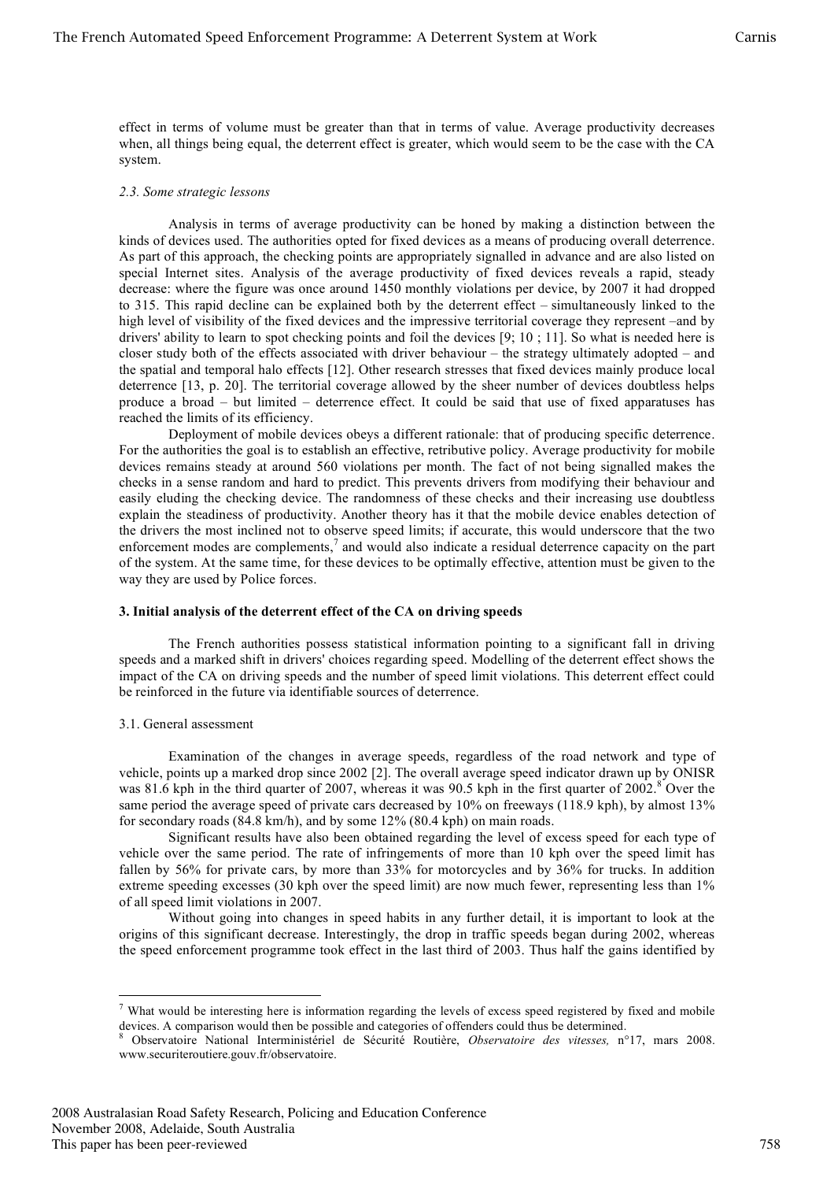effect in terms of volume must be greater than that in terms of value. Average productivity decreases when, all things being equal, the deterrent effect is greater, which would seem to be the case with the CA system.

### *2.3. Some strategic lessons*

Analysis in terms of average productivity can be honed by making a distinction between the kinds of devices used. The authorities opted for fixed devices as a means of producing overall deterrence. As part of this approach, the checking points are appropriately signalled in advance and are also listed on special Internet sites. Analysis of the average productivity of fixed devices reveals a rapid, steady decrease: where the figure was once around 1450 monthly violations per device, by 2007 it had dropped to 315. This rapid decline can be explained both by the deterrent effect – simultaneously linked to the high level of visibility of the fixed devices and the impressive territorial coverage they represent –and by drivers' ability to learn to spot checking points and foil the devices [9; 10 ; 11]. So what is needed here is closer study both of the effects associated with driver behaviour – the strategy ultimately adopted – and the spatial and temporal halo effects [12]. Other research stresses that fixed devices mainly produce local deterrence [13, p. 20]. The territorial coverage allowed by the sheer number of devices doubtless helps produce a broad – but limited – deterrence effect. It could be said that use of fixed apparatuses has reached the limits of its efficiency.

Deployment of mobile devices obeys a different rationale: that of producing specific deterrence. For the authorities the goal is to establish an effective, retributive policy. Average productivity for mobile devices remains steady at around 560 violations per month. The fact of not being signalled makes the checks in a sense random and hard to predict. This prevents drivers from modifying their behaviour and easily eluding the checking device. The randomness of these checks and their increasing use doubtless explain the steadiness of productivity. Another theory has it that the mobile device enables detection of the drivers the most inclined not to observe speed limits; if accurate, this would underscore that the two enforcement modes are complements,[7] and would also indicate a residual deterrence capacity on the part of the system. At the same time, for these devices to be optimally effective, attention must be given to the way they are used by Police forces.

## 3. Initial analysis of the deterrent effect of the CA on driving speeds

The French authorities possess statistical information pointing to a significant fall in driving speeds and a marked shift in drivers' choices regarding speed. Modelling of the deterrent effect shows the impact of the CA on driving speeds and the number of speed limit violations. This deterrent effect could be reinforced in the future via identifiable sources of deterrence.

### 3.1. General assessment

Examination of the changes in average speeds, regardless of the road network and type of vehicle, points up a marked drop since 2002 [2]. The overall average speed indicator drawn up by ONISR was 81.6 kph in the third quarter of 2007, whereas it was 90.5 kph in the first quarter of 2002.[8] Over the same period the average speed of private cars decreased by 10% on freeways (118.9 kph), by almost 13% for secondary roads (84.8 km/h), and by some 12% (80.4 kph) on main roads.

Significant results have also been obtained regarding the level of excess speed for each type of vehicle over the same period. The rate of infringements of more than 10 kph over the speed limit has fallen by 56% for private cars, by more than 33% for motorcycles and by 36% for trucks. In addition extreme speeding excesses (30 kph over the speed limit) are now much fewer, representing less than 1% of all speed limit violations in 2007.

Without going into changes in speed habits in any further detail, it is important to look at the origins of this significant decrease. Interestingly, the drop in traffic speeds began during 2002, whereas the speed enforcement programme took effect in the last third of 2003. Thus half the gains identified by

---

[7] What would be interesting here is information regarding the levels of excess speed registered by fixed and mobile devices. A comparison would then be possible and categories of offenders could thus be determined.

[8] Observatoire National Interministériel de Sécurité Routière, *Observatoire des vitesses,* n°17, mars 2008. www.securiteroutiere.gouv.fr/observatoire.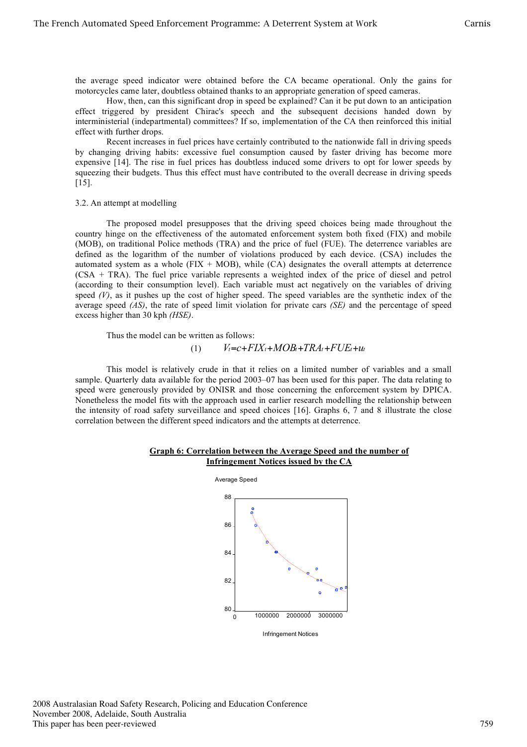the average speed indicator were obtained before the CA became operational. Only the gains for motorcycles came later, doubtless obtained thanks to an appropriate generation of speed cameras.

How, then, can this significant drop in speed be explained? Can it be put down to an anticipation effect triggered by president Chirac's speech and the subsequent decisions handed down by interministerial (indepartmental) committees? If so, implementation of the CA then reinforced this initial effect with further drops.

Recent increases in fuel prices have certainly contributed to the nationwide fall in driving speeds by changing driving habits: excessive fuel consumption caused by faster driving has become more expensive [14]. The rise in fuel prices has doubtless induced some drivers to opt for lower speeds by squeezing their budgets. Thus this effect must have contributed to the overall decrease in driving speeds [15].

### 3.2. An attempt at modelling

The proposed model presupposes that the driving speed choices being made throughout the country hinge on the effectiveness of the automated enforcement system both fixed (FIX) and mobile (MOB), on traditional Police methods (TRA) and the price of fuel (FUE). The deterrence variables are defined as the logarithm of the number of violations produced by each device. (CSA) includes the automated system as a whole (FIX + MOB), while (CA) designates the overall attempts at deterrence (CSA + TRA). The fuel price variable represents a weighted index of the price of diesel and petrol (according to their consumption level). Each variable must act negatively on the variables of driving speed *(V)*, as it pushes up the cost of higher speed. The speed variables are the synthetic index of the average speed *(AS)*, the rate of speed limit violation for private cars *(SE)* and the percentage of speed excess higher than 30 kph *(HSE)*.

Thus the model can be written as follows:

$$V_t = c + FIX_t + MOB_t + TRA_t + FUE_t + u_t \quad (1)$$

This model is relatively crude in that it relies on a limited number of variables and a small sample. Quarterly data available for the period 2003–07 has been used for this paper. The data relating to speed were generously provided by ONISR and those concerning the enforcement system by DPICA. Nonetheless the model fits with the approach used in earlier research modelling the relationship between the intensity of road safety surveillance and speed choices [16]. Graphs 6, 7 and 8 illustrate the close correlation between the different speed indicators and the attempts at deterrence.

**Graph 6: Correlation between the Average Speed and the number of Infringement Notices issued by the CA**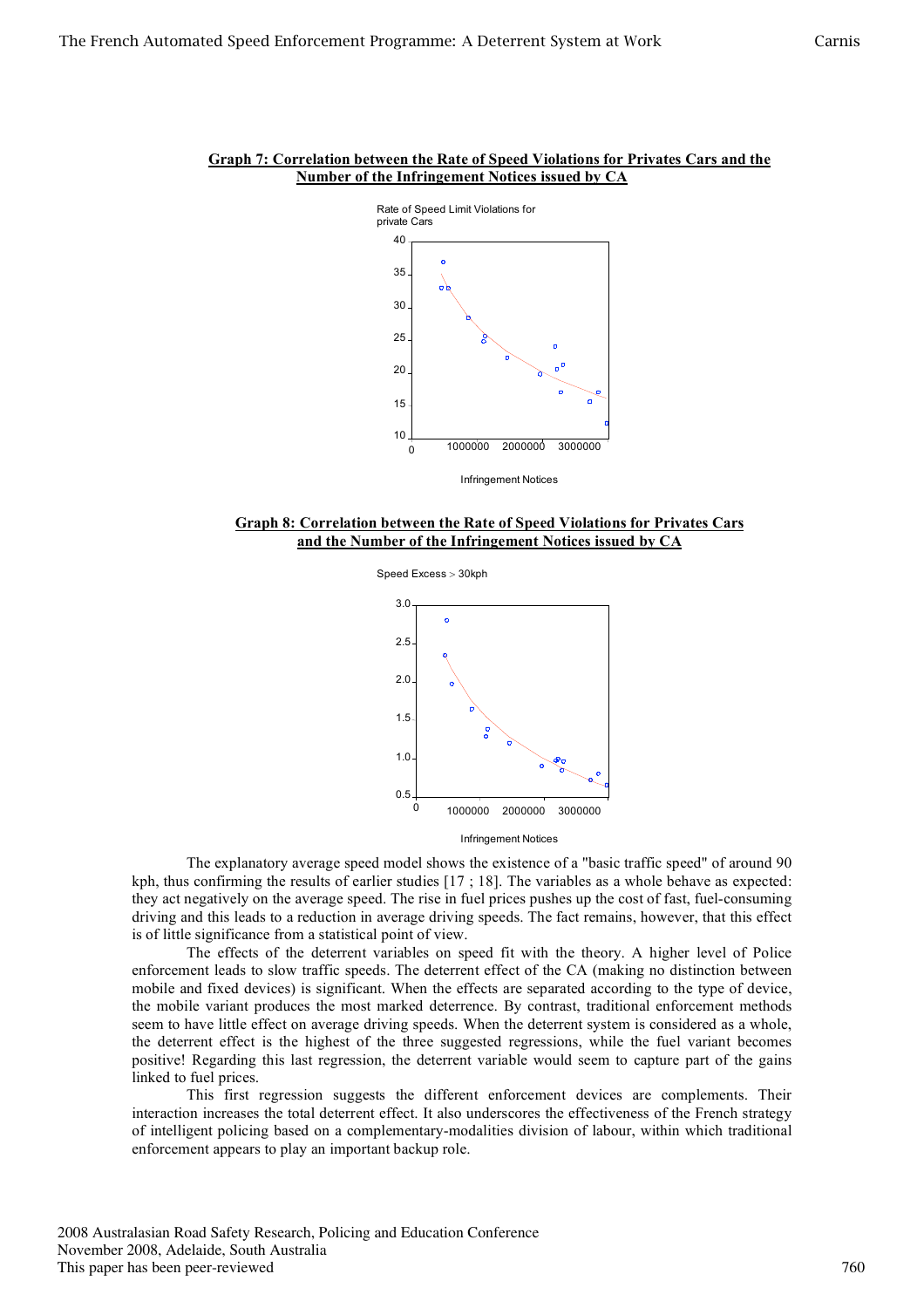**Graph 7: Correlation between the Rate of Speed Violations for Privates Cars and the Number of the Infringement Notices issued by CA**

**Graph 8: Correlation between the Rate of Speed Violations for Privates Cars and the Number of the Infringement Notices issued by CA**

The explanatory average speed model shows the existence of a "basic traffic speed" of around 90 kph, thus confirming the results of earlier studies [17 ; 18]. The variables as a whole behave as expected: they act negatively on the average speed. The rise in fuel prices pushes up the cost of fast, fuel-consuming driving and this leads to a reduction in average driving speeds. The fact remains, however, that this effect is of little significance from a statistical point of view.

The effects of the deterrent variables on speed fit with the theory. A higher level of Police enforcement leads to slow traffic speeds. The deterrent effect of the CA (making no distinction between mobile and fixed devices) is significant. When the effects are separated according to the type of device, the mobile variant produces the most marked deterrence. By contrast, traditional enforcement methods seem to have little effect on average driving speeds. When the deterrent system is considered as a whole, the deterrent effect is the highest of the three suggested regressions, while the fuel variant becomes positive! Regarding this last regression, the deterrent variable would seem to capture part of the gains linked to fuel prices.

This first regression suggests the different enforcement devices are complements. Their interaction increases the total deterrent effect. It also underscores the effectiveness of the French strategy of intelligent policing based on a complementary-modalities division of labour, within which traditional enforcement appears to play an important backup role.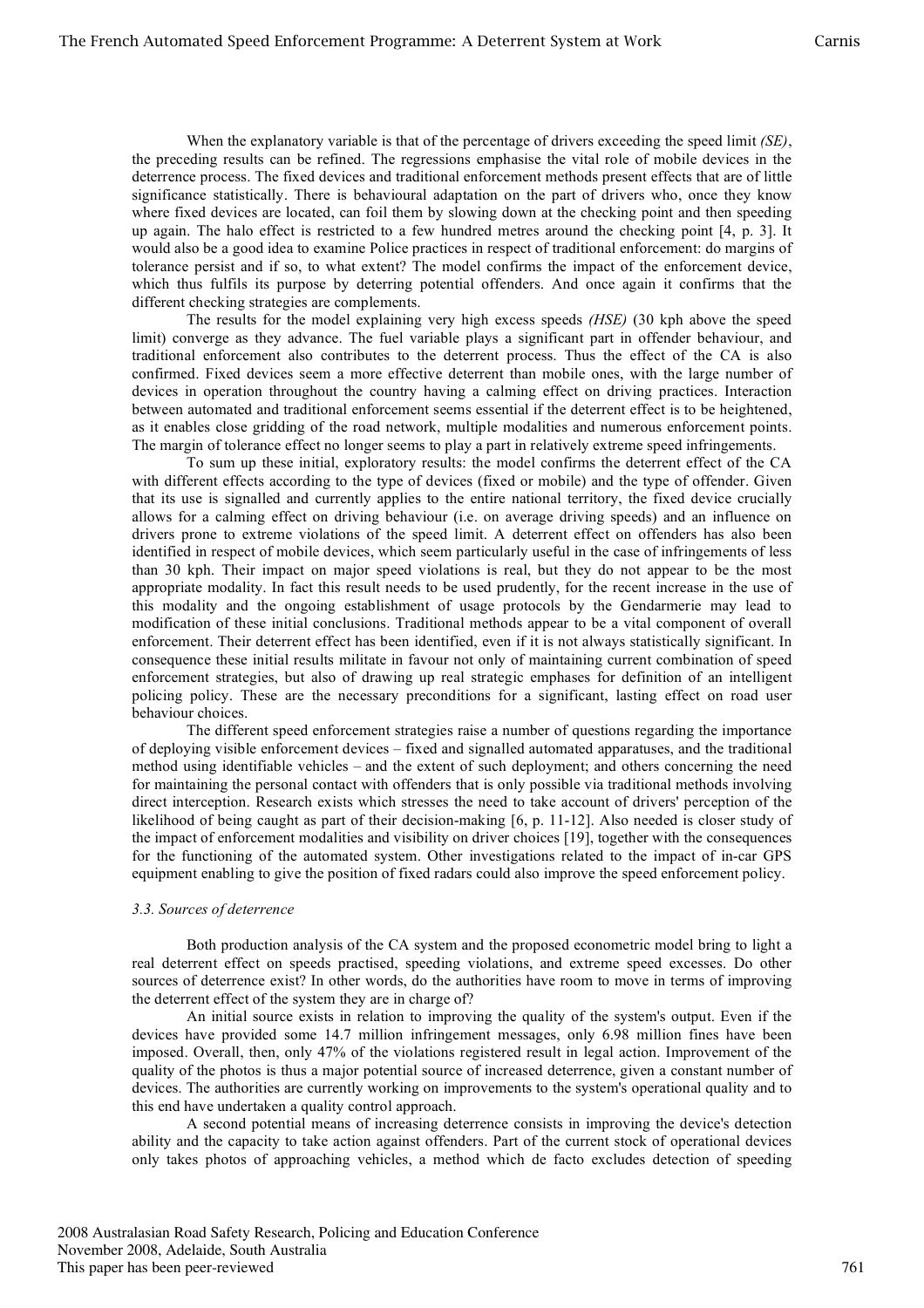When the explanatory variable is that of the percentage of drivers exceeding the speed limit *(SE)*, the preceding results can be refined. The regressions emphasise the vital role of mobile devices in the deterrence process. The fixed devices and traditional enforcement methods present effects that are of little significance statistically. There is behavioural adaptation on the part of drivers who, once they know where fixed devices are located, can foil them by slowing down at the checking point and then speeding up again. The halo effect is restricted to a few hundred metres around the checking point [4, p. 3]. It would also be a good idea to examine Police practices in respect of traditional enforcement: do margins of tolerance persist and if so, to what extent? The model confirms the impact of the enforcement device, which thus fulfils its purpose by deterring potential offenders. And once again it confirms that the different checking strategies are complements.

The results for the model explaining very high excess speeds *(HSE)* (30 kph above the speed limit) converge as they advance. The fuel variable plays a significant part in offender behaviour, and traditional enforcement also contributes to the deterrent process. Thus the effect of the CA is also confirmed. Fixed devices seem a more effective deterrent than mobile ones, with the large number of devices in operation throughout the country having a calming effect on driving practices. Interaction between automated and traditional enforcement seems essential if the deterrent effect is to be heightened, as it enables close gridding of the road network, multiple modalities and numerous enforcement points. The margin of tolerance effect no longer seems to play a part in relatively extreme speed infringements.

To sum up these initial, exploratory results: the model confirms the deterrent effect of the CA with different effects according to the type of devices (fixed or mobile) and the type of offender. Given that its use is signalled and currently applies to the entire national territory, the fixed device crucially allows for a calming effect on driving behaviour (i.e. on average driving speeds) and an influence on drivers prone to extreme violations of the speed limit. A deterrent effect on offenders has also been identified in respect of mobile devices, which seem particularly useful in the case of infringements of less than 30 kph. Their impact on major speed violations is real, but they do not appear to be the most appropriate modality. In fact this result needs to be used prudently, for the recent increase in the use of this modality and the ongoing establishment of usage protocols by the Gendarmerie may lead to modification of these initial conclusions. Traditional methods appear to be a vital component of overall enforcement. Their deterrent effect has been identified, even if it is not always statistically significant. In consequence these initial results militate in favour not only of maintaining current combination of speed enforcement strategies, but also of drawing up real strategic emphases for definition of an intelligent policing policy. These are the necessary preconditions for a significant, lasting effect on road user behaviour choices.

The different speed enforcement strategies raise a number of questions regarding the importance of deploying visible enforcement devices – fixed and signalled automated apparatuses, and the traditional method using identifiable vehicles – and the extent of such deployment; and others concerning the need for maintaining the personal contact with offenders that is only possible via traditional methods involving direct interception. Research exists which stresses the need to take account of drivers' perception of the likelihood of being caught as part of their decision-making [6, p. 11-12]. Also needed is closer study of the impact of enforcement modalities and visibility on driver choices [19], together with the consequences for the functioning of the automated system. Other investigations related to the impact of in-car GPS equipment enabling to give the position of fixed radars could also improve the speed enforcement policy.

### *3.3. Sources of deterrence*

Both production analysis of the CA system and the proposed econometric model bring to light a real deterrent effect on speeds practised, speeding violations, and extreme speed excesses. Do other sources of deterrence exist? In other words, do the authorities have room to move in terms of improving the deterrent effect of the system they are in charge of?

An initial source exists in relation to improving the quality of the system's output. Even if the devices have provided some 14.7 million infringement messages, only 6.98 million fines have been imposed. Overall, then, only 47% of the violations registered result in legal action. Improvement of the quality of the photos is thus a major potential source of increased deterrence, given a constant number of devices. The authorities are currently working on improvements to the system's operational quality and to this end have undertaken a quality control approach.

A second potential means of increasing deterrence consists in improving the device's detection ability and the capacity to take action against offenders. Part of the current stock of operational devices only takes photos of approaching vehicles, a method which de facto excludes detection of speeding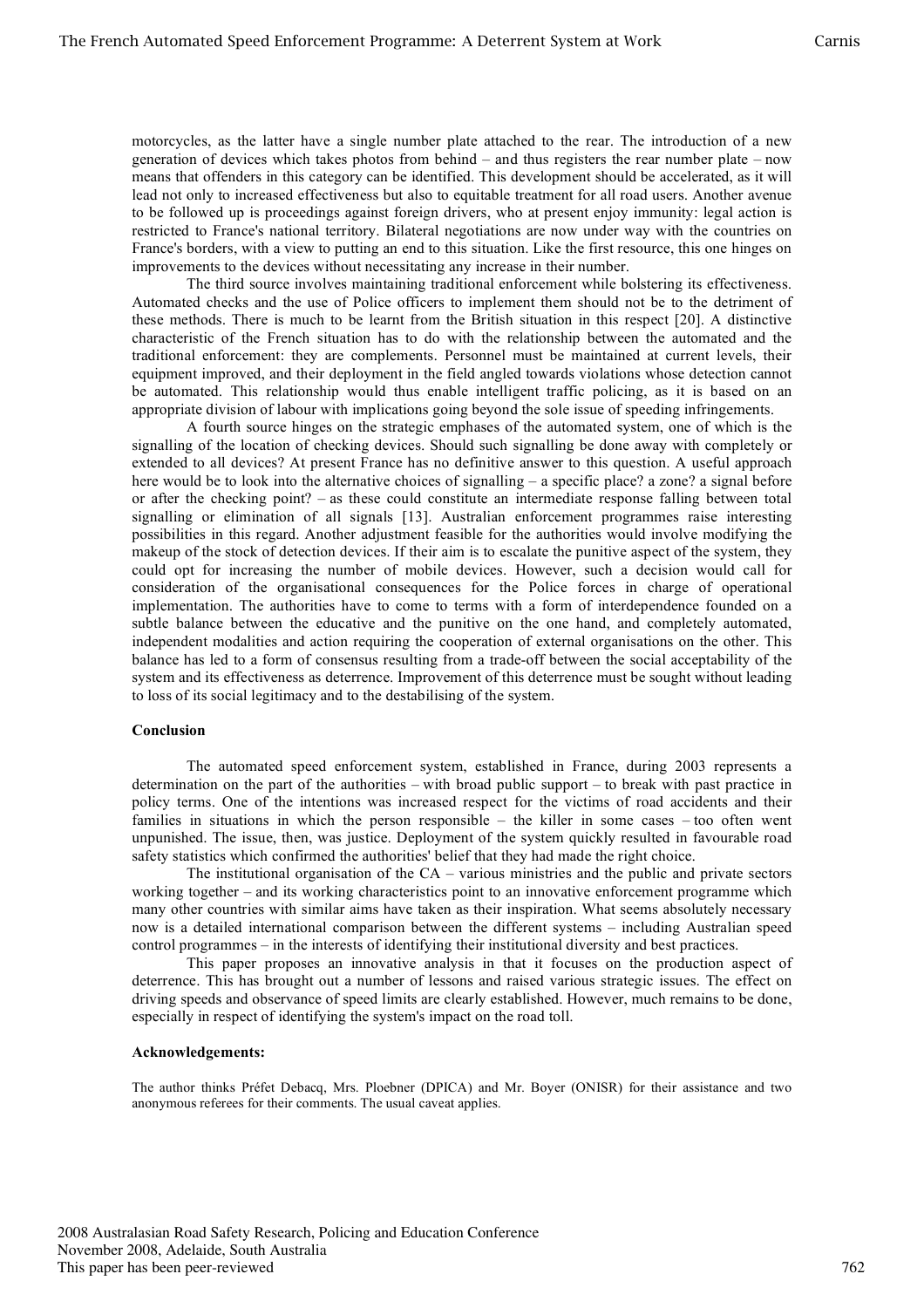motorcycles, as the latter have a single number plate attached to the rear. The introduction of a new generation of devices which takes photos from behind – and thus registers the rear number plate – now means that offenders in this category can be identified. This development should be accelerated, as it will lead not only to increased effectiveness but also to equitable treatment for all road users. Another avenue to be followed up is proceedings against foreign drivers, who at present enjoy immunity: legal action is restricted to France's national territory. Bilateral negotiations are now under way with the countries on France's borders, with a view to putting an end to this situation. Like the first resource, this one hinges on improvements to the devices without necessitating any increase in their number.

The third source involves maintaining traditional enforcement while bolstering its effectiveness. Automated checks and the use of Police officers to implement them should not be to the detriment of these methods. There is much to be learnt from the British situation in this respect [20]. A distinctive characteristic of the French situation has to do with the relationship between the automated and the traditional enforcement: they are complements. Personnel must be maintained at current levels, their equipment improved, and their deployment in the field angled towards violations whose detection cannot be automated. This relationship would thus enable intelligent traffic policing, as it is based on an appropriate division of labour with implications going beyond the sole issue of speeding infringements.

A fourth source hinges on the strategic emphases of the automated system, one of which is the signalling of the location of checking devices. Should such signalling be done away with completely or extended to all devices? At present France has no definitive answer to this question. A useful approach here would be to look into the alternative choices of signalling – a specific place? a zone? a signal before or after the checking point? – as these could constitute an intermediate response falling between total signalling or elimination of all signals [13]. Australian enforcement programmes raise interesting possibilities in this regard. Another adjustment feasible for the authorities would involve modifying the makeup of the stock of detection devices. If their aim is to escalate the punitive aspect of the system, they could opt for increasing the number of mobile devices. However, such a decision would call for consideration of the organisational consequences for the Police forces in charge of operational implementation. The authorities have to come to terms with a form of interdependence founded on a subtle balance between the educative and the punitive on the one hand, and completely automated, independent modalities and action requiring the cooperation of external organisations on the other. This balance has led to a form of consensus resulting from a trade-off between the social acceptability of the system and its effectiveness as deterrence. Improvement of this deterrence must be sought without leading to loss of its social legitimacy and to the destabilising of the system.

## Conclusion

The automated speed enforcement system, established in France, during 2003 represents a determination on the part of the authorities – with broad public support – to break with past practice in policy terms. One of the intentions was increased respect for the victims of road accidents and their families in situations in which the person responsible – the killer in some cases – too often went unpunished. The issue, then, was justice. Deployment of the system quickly resulted in favourable road safety statistics which confirmed the authorities' belief that they had made the right choice.

The institutional organisation of the CA – various ministries and the public and private sectors working together – and its working characteristics point to an innovative enforcement programme which many other countries with similar aims have taken as their inspiration. What seems absolutely necessary now is a detailed international comparison between the different systems – including Australian speed control programmes – in the interests of identifying their institutional diversity and best practices.

This paper proposes an innovative analysis in that it focuses on the production aspect of deterrence. This has brought out a number of lessons and raised various strategic issues. The effect on driving speeds and observance of speed limits are clearly established. However, much remains to be done, especially in respect of identifying the system's impact on the road toll.

## Acknowledgements:

The author thinks Préfet Debacq, Mrs. Ploebner (DPICA) and Mr. Boyer (ONISR) for their assistance and two anonymous referees for their comments. The usual caveat applies.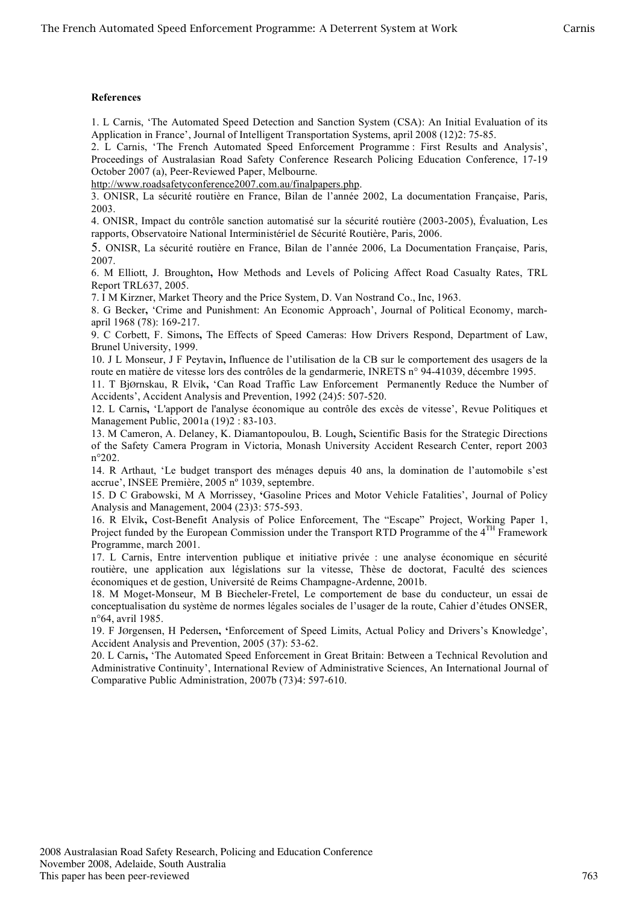**References**

1. L Carnis, 'The Automated Speed Detection and Sanction System (CSA): An Initial Evaluation of its Application in France', Journal of Intelligent Transportation Systems, april 2008 (12)2: 75-85.
2. L Carnis, 'The French Automated Speed Enforcement Programme : First Results and Analysis', Proceedings of Australasian Road Safety Conference Research Policing Education Conference, 17-19 October 2007 (a), Peer-Reviewed Paper, Melbourne. http://www.roadsafetyconference2007.com.au/finalpapers.php.
3. ONISR, La sécurité routière en France, Bilan de l'année 2002, La documentation Française, Paris, 2003.
4. ONISR, Impact du contrôle sanction automatisé sur la sécurité routière (2003-2005), Évaluation, Les rapports, Observatoire National Interministériel de Sécurité Routière, Paris, 2006.
5. ONISR, La sécurité routière en France, Bilan de l'année 2006, La Documentation Française, Paris, 2007.
6. M Elliott, J. Broughton**,** How Methods and Levels of Policing Affect Road Casualty Rates, TRL Report TRL637, 2005.
7. I M Kirzner, Market Theory and the Price System, D. Van Nostrand Co., Inc, 1963.
8. G Becker**,** 'Crime and Punishment: An Economic Approach', Journal of Political Economy, march-april 1968 (78): 169-217.
9. C Corbett, F. Simons**,** The Effects of Speed Cameras: How Drivers Respond, Department of Law, Brunel University, 1999.
10. J L Monseur, J F Peytavin**,** Influence de l'utilisation de la CB sur le comportement des usagers de la route en matière de vitesse lors des contrôles de la gendarmerie, INRETS n° 94-41039, décembre 1995.
11. T BjØrnskau, R Elvik**,** 'Can Road Traffic Law Enforcement Permanently Reduce the Number of Accidents', Accident Analysis and Prevention, 1992 (24)5: 507-520.
12. L Carnis**,** 'L'apport de l'analyse économique au contrôle des excès de vitesse', Revue Politiques et Management Public, 2001a (19)2 : 83-103.
13. M Cameron, A. Delaney, K. Diamantopoulou, B. Lough**,** Scientific Basis for the Strategic Directions of the Safety Camera Program in Victoria, Monash University Accident Research Center, report 2003 n°202.
14. R Arthaut, 'Le budget transport des ménages depuis 40 ans, la domination de l'automobile s'est accrue', INSEE Première, 2005 nº 1039, septembre.
15. D C Grabowski, M A Morrissey, **'**Gasoline Prices and Motor Vehicle Fatalities', Journal of Policy Analysis and Management, 2004 (23)3: 575-593.
16. R Elvik**,** Cost-Benefit Analysis of Police Enforcement, The "Escape" Project, Working Paper 1, Project funded by the European Commission under the Transport RTD Programme of the 4TH Framework Programme, march 2001.
17. L Carnis, Entre intervention publique et initiative privée : une analyse économique en sécurité routière, une application aux législations sur la vitesse, Thèse de doctorat, Faculté des sciences économiques et de gestion, Université de Reims Champagne-Ardenne, 2001b.
18. M Moget-Monseur, M B Biecheler-Fretel, Le comportement de base du conducteur, un essai de conceptualisation du système de normes légales sociales de l'usager de la route, Cahier d'études ONSER, n°64, avril 1985.
19. F JØrgensen, H Pedersen**, '**Enforcement of Speed Limits, Actual Policy and Drivers's Knowledge', Accident Analysis and Prevention, 2005 (37): 53-62.
20. L Carnis**,** 'The Automated Speed Enforcement in Great Britain: Between a Technical Revolution and Administrative Continuity', International Review of Administrative Sciences, An International Journal of Comparative Public Administration, 2007b (73)4: 597-610.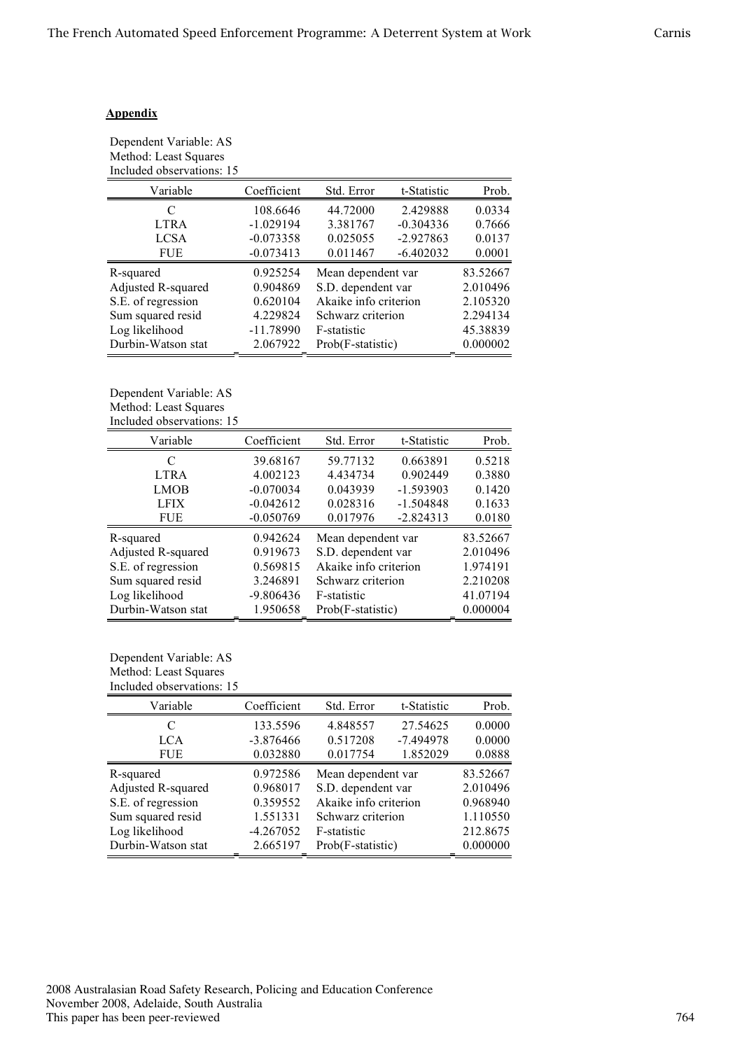**Appendix**

Dependent Variable: AS
Method: Least Squares
Included observations: 15

| Variable | Coefficient | Std. Error | t-Statistic | Prob. |
|---|---|---|---|---|
| C | 108.6646 | 44.72000 | 2.429888 | 0.0334 |
| LTRA | -1.029194 | 3.381767 | -0.304336 | 0.7666 |
| LCSA | -0.073358 | 0.025055 | -2.927863 | 0.0137 |
| FUE | -0.073413 | 0.011467 | -6.402032 | 0.0001 |
| R-squared | 0.925254 | Mean dependent var | | 83.52667 |
| Adjusted R-squared | 0.904869 | S.D. dependent var | | 2.010496 |
| S.E. of regression | 0.620104 | Akaike info criterion | | 2.105320 |
| Sum squared resid | 4.229824 | Schwarz criterion | | 2.294134 |
| Log likelihood | -11.78990 | F-statistic | | 45.38839 |
| Durbin-Watson stat | 2.067922 | Prob(F-statistic) | | 0.000002 |

Dependent Variable: AS
Method: Least Squares
Included observations: 15

| Variable | Coefficient | Std. Error | t-Statistic | Prob. |
|---|---|---|---|---|
| C | 39.68167 | 59.77132 | 0.663891 | 0.5218 |
| LTRA | 4.002123 | 4.434734 | 0.902449 | 0.3880 |
| LMOB | -0.070034 | 0.043939 | -1.593903 | 0.1420 |
| LFIX | -0.042612 | 0.028316 | -1.504848 | 0.1633 |
| FUE | -0.050769 | 0.017976 | -2.824313 | 0.0180 |
| R-squared | 0.942624 | Mean dependent var | | 83.52667 |
| Adjusted R-squared | 0.919673 | S.D. dependent var | | 2.010496 |
| S.E. of regression | 0.569815 | Akaike info criterion | | 1.974191 |
| Sum squared resid | 3.246891 | Schwarz criterion | | 2.210208 |
| Log likelihood | -9.806436 | F-statistic | | 41.07194 |
| Durbin-Watson stat | 1.950658 | Prob(F-statistic) | | 0.000004 |

Dependent Variable: AS
Method: Least Squares
Included observations: 15

| Variable | Coefficient | Std. Error | t-Statistic | Prob. |
|---|---|---|---|---|
| C | 133.5596 | 4.848557 | 27.54625 | 0.0000 |
| LCA | -3.876466 | 0.517208 | -7.494978 | 0.0000 |
| FUE | 0.032880 | 0.017754 | 1.852029 | 0.0888 |
| R-squared | 0.972586 | Mean dependent var | | 83.52667 |
| Adjusted R-squared | 0.968017 | S.D. dependent var | | 2.010496 |
| S.E. of regression | 0.359552 | Akaike info criterion | | 0.968940 |
| Sum squared resid | 1.551331 | Schwarz criterion | | 1.110550 |
| Log likelihood | -4.267052 | F-statistic | | 212.8675 |
| Durbin-Watson stat | 2.665197 | Prob(F-statistic) | | 0.000000 |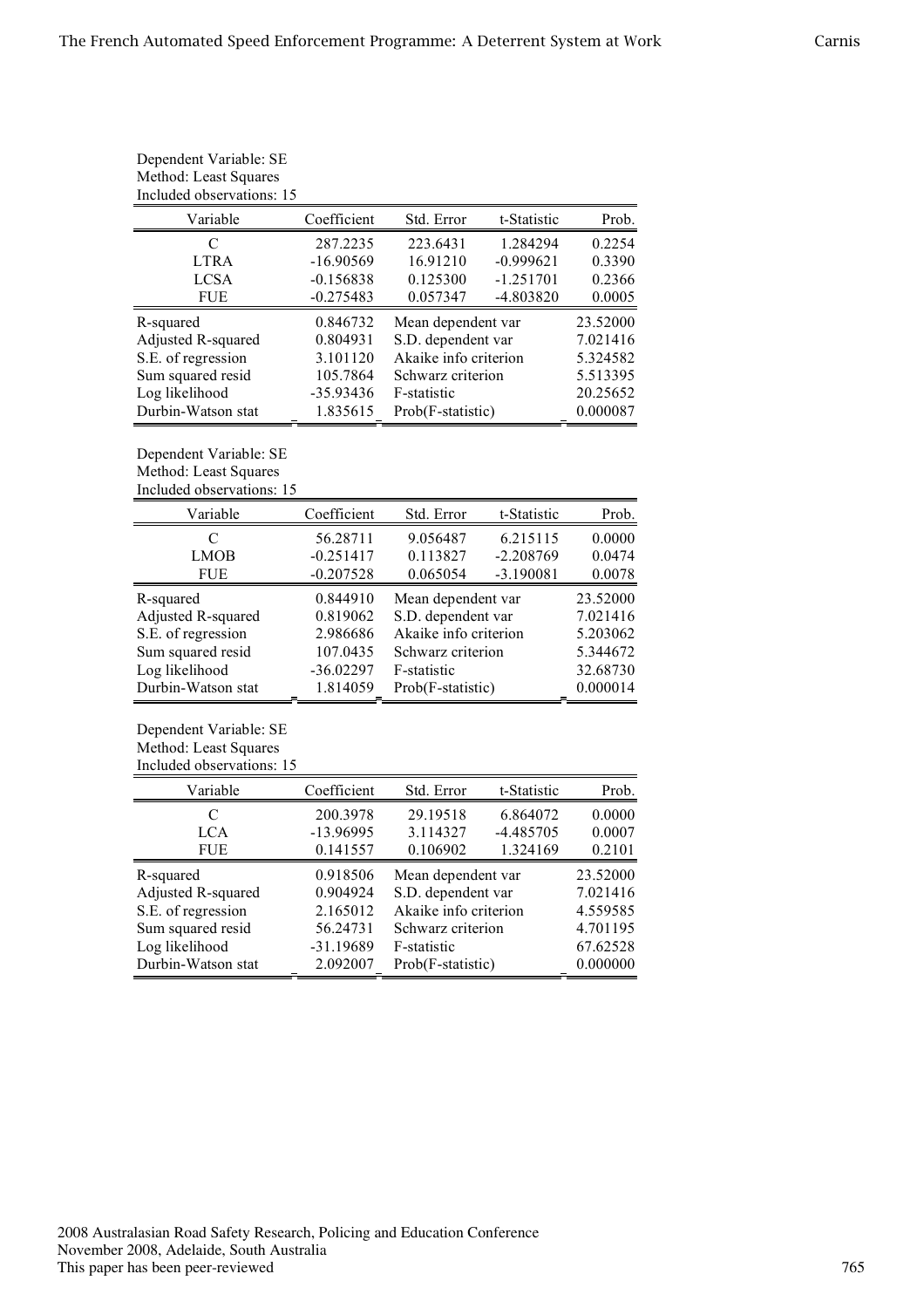Dependent Variable: SE
Method: Least Squares
Included observations: 15

| Variable | Coefficient | Std. Error | t-Statistic | Prob. |
|---|---|---|---|---|
| C | 287.2235 | 223.6431 | 1.284294 | 0.2254 |
| LTRA | -16.90569 | 16.91210 | -0.999621 | 0.3390 |
| LCSA | -0.156838 | 0.125300 | -1.251701 | 0.2366 |
| FUE | -0.275483 | 0.057347 | -4.803820 | 0.0005 |

| | | | |
|---|---|---|---|
| R-squared | 0.846732 | Mean dependent var | 23.52000 |
| Adjusted R-squared | 0.804931 | S.D. dependent var | 7.021416 |
| S.E. of regression | 3.101120 | Akaike info criterion | 5.324582 |
| Sum squared resid | 105.7864 | Schwarz criterion | 5.513395 |
| Log likelihood | -35.93436 | F-statistic | 20.25652 |
| Durbin-Watson stat | 1.835615 | Prob(F-statistic) | 0.000087 |

Dependent Variable: SE
Method: Least Squares
Included observations: 15

| Variable | Coefficient | Std. Error | t-Statistic | Prob. |
|---|---|---|---|---|
| C | 56.28711 | 9.056487 | 6.215115 | 0.0000 |
| LMOB | -0.251417 | 0.113827 | -2.208769 | 0.0474 |
| FUE | -0.207528 | 0.065054 | -3.190081 | 0.0078 |

| | | | |
|---|---|---|---|
| R-squared | 0.844910 | Mean dependent var | 23.52000 |
| Adjusted R-squared | 0.819062 | S.D. dependent var | 7.021416 |
| S.E. of regression | 2.986686 | Akaike info criterion | 5.203062 |
| Sum squared resid | 107.0435 | Schwarz criterion | 5.344672 |
| Log likelihood | -36.02297 | F-statistic | 32.68730 |
| Durbin-Watson stat | 1.814059 | Prob(F-statistic) | 0.000014 |

Dependent Variable: SE
Method: Least Squares
Included observations: 15

| Variable | Coefficient | Std. Error | t-Statistic | Prob. |
|---|---|---|---|---|
| C | 200.3978 | 29.19518 | 6.864072 | 0.0000 |
| LCA | -13.96995 | 3.114327 | -4.485705 | 0.0007 |
| FUE | 0.141557 | 0.106902 | 1.324169 | 0.2101 |

| | | | |
|---|---|---|---|
| R-squared | 0.918506 | Mean dependent var | 23.52000 |
| Adjusted R-squared | 0.904924 | S.D. dependent var | 7.021416 |
| S.E. of regression | 2.165012 | Akaike info criterion | 4.559585 |
| Sum squared resid | 56.24731 | Schwarz criterion | 4.701195 |
| Log likelihood | -31.19689 | F-statistic | 67.62528 |
| Durbin-Watson stat | 2.092007 | Prob(F-statistic) | 0.000000 |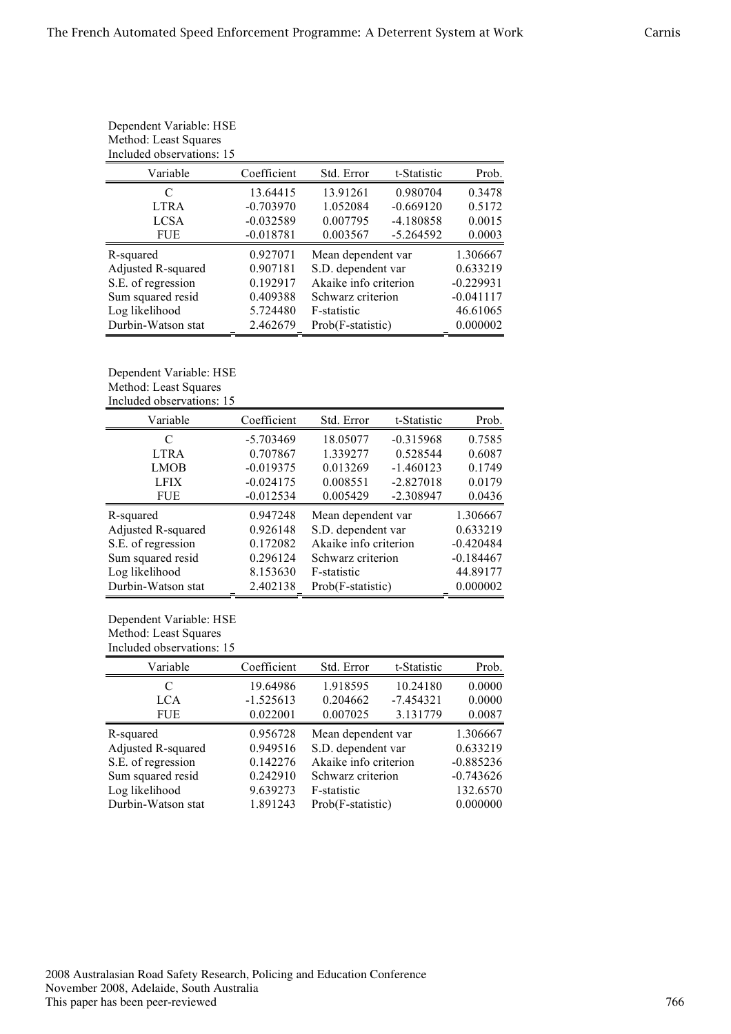Dependent Variable: HSE
Method: Least Squares
Included observations: 15

| Variable | Coefficient | Std. Error | t-Statistic | Prob. |
|---|---|---|---|---|
| C | 13.64415 | 13.91261 | 0.980704 | 0.3478 |
| LTRA | -0.703970 | 1.052084 | -0.669120 | 0.5172 |
| LCSA | -0.032589 | 0.007795 | -4.180858 | 0.0015 |
| FUE | -0.018781 | 0.003567 | -5.264592 | 0.0003 |
| R-squared | 0.927071 | Mean dependent var | | 1.306667 |
| Adjusted R-squared | 0.907181 | S.D. dependent var | | 0.633219 |
| S.E. of regression | 0.192917 | Akaike info criterion | | -0.229931 |
| Sum squared resid | 0.409388 | Schwarz criterion | | -0.041117 |
| Log likelihood | 5.724480 | F-statistic | | 46.61065 |
| Durbin-Watson stat | 2.462679 | Prob(F-statistic) | | 0.000002 |

Dependent Variable: HSE
Method: Least Squares
Included observations: 15

| Variable | Coefficient | Std. Error | t-Statistic | Prob. |
|---|---|---|---|---|
| C | -5.703469 | 18.05077 | -0.315968 | 0.7585 |
| LTRA | 0.707867 | 1.339277 | 0.528544 | 0.6087 |
| LMOB | -0.019375 | 0.013269 | -1.460123 | 0.1749 |
| LFIX | -0.024175 | 0.008551 | -2.827018 | 0.0179 |
| FUE | -0.012534 | 0.005429 | -2.308947 | 0.0436 |
| R-squared | 0.947248 | Mean dependent var | | 1.306667 |
| Adjusted R-squared | 0.926148 | S.D. dependent var | | 0.633219 |
| S.E. of regression | 0.172082 | Akaike info criterion | | -0.420484 |
| Sum squared resid | 0.296124 | Schwarz criterion | | -0.184467 |
| Log likelihood | 8.153630 | F-statistic | | 44.89177 |
| Durbin-Watson stat | 2.402138 | Prob(F-statistic) | | 0.000002 |

Dependent Variable: HSE
Method: Least Squares
Included observations: 15

| Variable | Coefficient | Std. Error | t-Statistic | Prob. |
|---|---|---|---|---|
| C | 19.64986 | 1.918595 | 10.24180 | 0.0000 |
| LCA | -1.525613 | 0.204662 | -7.454321 | 0.0000 |
| FUE | 0.022001 | 0.007025 | 3.131779 | 0.0087 |
| R-squared | 0.956728 | Mean dependent var | | 1.306667 |
| Adjusted R-squared | 0.949516 | S.D. dependent var | | 0.633219 |
| S.E. of regression | 0.142276 | Akaike info criterion | | -0.885236 |
| Sum squared resid | 0.242910 | Schwarz criterion | | -0.743626 |
| Log likelihood | 9.639273 | F-statistic | | 132.6570 |
| Durbin-Watson stat | 1.891243 | Prob(F-statistic) | | 0.000000 |